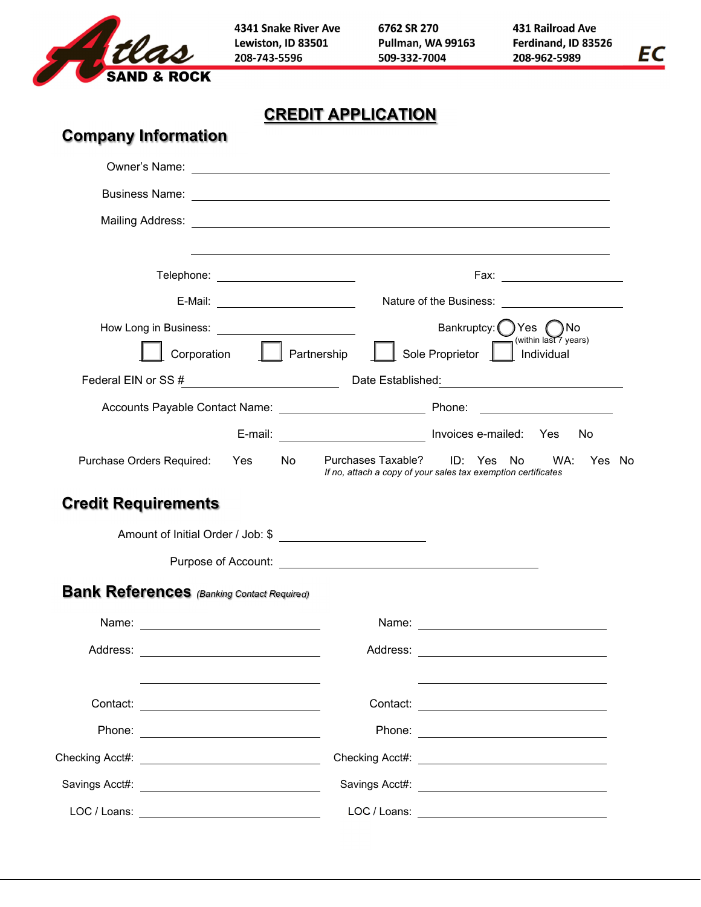**Atlas SAND & ROCK**

4341 Snake River Ave
Lewiston, ID 83501
208-743-5596

6762 SR 270
Pullman, WA 99163
509-332-7004

431 Railroad Ave
Ferdinand, ID 83526
208-962-5989

EC

# CREDIT APPLICATION

## Company Information

Owner's Name: ____________________

Business Name: ____________________

Mailing Address: ____________________

____________________

Telephone: ____________________ Fax: ____________________

E-Mail: ____________________ Nature of the Business: ____________________

How Long in Business: ____________________ Bankruptcy: ◯ Yes ◯ No (within last 7 years)

☐ Corporation ☐ Partnership ☐ Sole Proprietor ☐ Individual

Federal EIN or SS # ____________________ Date Established: ____________________

Accounts Payable Contact Name: ____________________ Phone: ____________________

E-mail: ____________________ Invoices e-mailed: Yes No

Purchase Orders Required: Yes No Purchases Taxable? ID: Yes No WA: Yes No

*If no, attach a copy of your sales tax exemption certificates*

## Credit Requirements

Amount of Initial Order / Job: $ ____________________

Purpose of Account: ____________________

## Bank References *(Banking Contact Required)*

| | |
|---|---|
| Name: ____________________ | Name: ____________________ |
| Address: ____________________ | Address: ____________________ |
| ____________________ | ____________________ |
| Contact: ____________________ | Contact: ____________________ |
| Phone: ____________________ | Phone: ____________________ |
| Checking Acct#: ____________________ | Checking Acct#: ____________________ |
| Savings Acct#: ____________________ | Savings Acct#: ____________________ |
| LOC / Loans: ____________________ | LOC / Loans: ____________________ |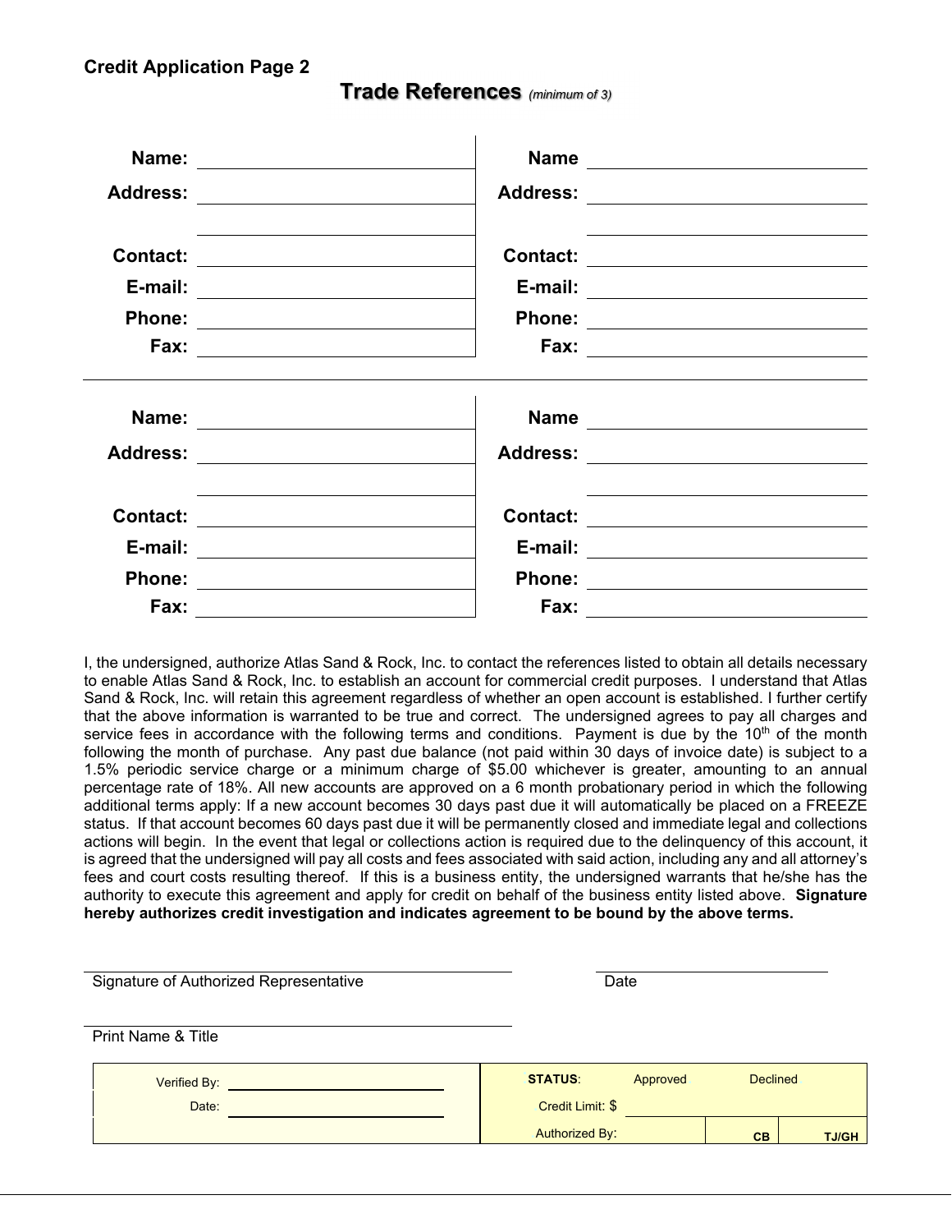**Credit Application Page 2**

## Trade References *(minimum of 3)*

| | | | |
|---|---|---|---|
| **Name:** | | **Name** | |
| **Address:** | | **Address:** | |
| | | | |
| **Contact:** | | **Contact:** | |
| **E-mail:** | | **E-mail:** | |
| **Phone:** | | **Phone:** | |
| **Fax:** | | **Fax:** | |

| | | | |
|---|---|---|---|
| **Name:** | | **Name** | |
| **Address:** | | **Address:** | |
| | | | |
| **Contact:** | | **Contact:** | |
| **E-mail:** | | **E-mail:** | |
| **Phone:** | | **Phone:** | |
| **Fax:** | | **Fax:** | |

I, the undersigned, authorize Atlas Sand & Rock, Inc. to contact the references listed to obtain all details necessary to enable Atlas Sand & Rock, Inc. to establish an account for commercial credit purposes. I understand that Atlas Sand & Rock, Inc. will retain this agreement regardless of whether an open account is established. I further certify that the above information is warranted to be true and correct. The undersigned agrees to pay all charges and service fees in accordance with the following terms and conditions. Payment is due by the 10th of the month following the month of purchase. Any past due balance (not paid within 30 days of invoice date) is subject to a 1.5% periodic service charge or a minimum charge of $5.00 whichever is greater, amounting to an annual percentage rate of 18%. All new accounts are approved on a 6 month probationary period in which the following additional terms apply: If a new account becomes 30 days past due it will automatically be placed on a FREEZE status. If that account becomes 60 days past due it will be permanently closed and immediate legal and collections actions will begin. In the event that legal or collections action is required due to the delinquency of this account, it is agreed that the undersigned will pay all costs and fees associated with said action, including any and all attorney's fees and court costs resulting thereof. If this is a business entity, the undersigned warrants that he/she has the authority to execute this agreement and apply for credit on behalf of the business entity listed above. **Signature hereby authorizes credit investigation and indicates agreement to be bound by the above terms.**

Signature of Authorized Representative ______________________ Date ______________________

Print Name & Title ______________________

| | | | | |
|---|---|---|---|---|
| Verified By: | | **STATUS**: | Approved | Declined |
| Date: | | Credit Limit: $ | | |
| | | Authorized By: | **CB** | **TJ/GH** |